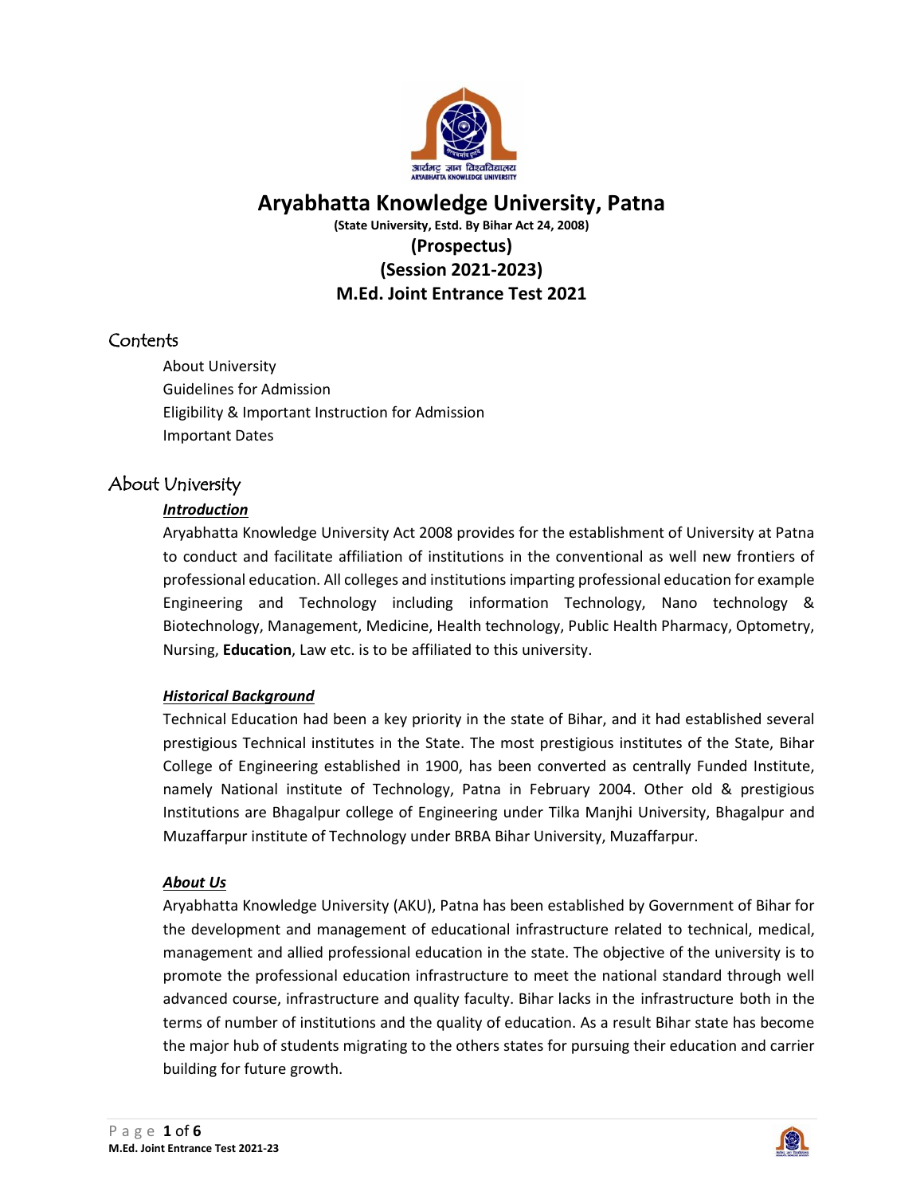# Aryabhatta Knowledge University, Patna

**(State University, Estd. By Bihar Act 24, 2008)**

**(Prospectus)**

**(Session 2021-2023)**

**M.Ed. Joint Entrance Test 2021**

## Contents

- About University
- Guidelines for Admission
- Eligibility & Important Instruction for Admission
- Important Dates

## About University

### ***Introduction***

Aryabhatta Knowledge University Act 2008 provides for the establishment of University at Patna to conduct and facilitate affiliation of institutions in the conventional as well new frontiers of professional education. All colleges and institutions imparting professional education for example Engineering and Technology including information Technology, Nano technology & Biotechnology, Management, Medicine, Health technology, Public Health Pharmacy, Optometry, Nursing, **Education**, Law etc. is to be affiliated to this university.

### ***Historical Background***

Technical Education had been a key priority in the state of Bihar, and it had established several prestigious Technical institutes in the State. The most prestigious institutes of the State, Bihar College of Engineering established in 1900, has been converted as centrally Funded Institute, namely National institute of Technology, Patna in February 2004. Other old & prestigious Institutions are Bhagalpur college of Engineering under Tilka Manjhi University, Bhagalpur and Muzaffarpur institute of Technology under BRBA Bihar University, Muzaffarpur.

### ***About Us***

Aryabhatta Knowledge University (AKU), Patna has been established by Government of Bihar for the development and management of educational infrastructure related to technical, medical, management and allied professional education in the state. The objective of the university is to promote the professional education infrastructure to meet the national standard through well advanced course, infrastructure and quality faculty. Bihar lacks in the infrastructure both in the terms of number of institutions and the quality of education. As a result Bihar state has become the major hub of students migrating to the others states for pursuing their education and carrier building for future growth.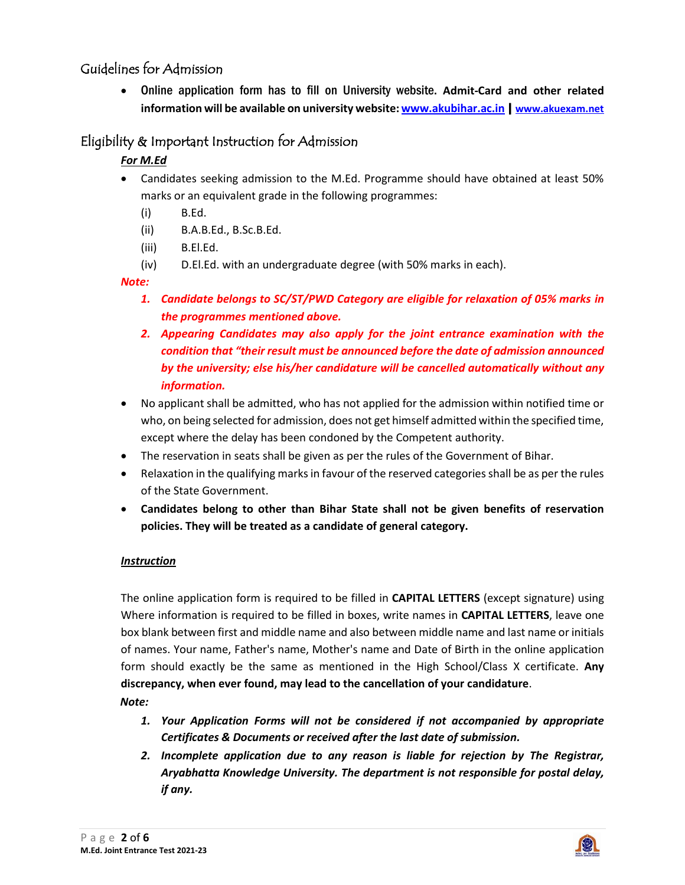## Guidelines for Admission

- **Online application form has to fill on University website. Admit-Card and other related information will be available on university website: www.akubihar.ac.in | www.akuexam.net**

## Eligibility & Important Instruction for Admission

***For M.Ed***

- Candidates seeking admission to the M.Ed. Programme should have obtained at least 50% marks or an equivalent grade in the following programmes:
  - (i) B.Ed.
  - (ii) B.A.B.Ed., B.Sc.B.Ed.
  - (iii) B.El.Ed.
  - (iv) D.El.Ed. with an undergraduate degree (with 50% marks in each).

***Note:***

1. ***Candidate belongs to SC/ST/PWD Category are eligible for relaxation of 05% marks in the programmes mentioned above.***
2. ***Appearing Candidates may also apply for the joint entrance examination with the condition that "their result must be announced before the date of admission announced by the university; else his/her candidature will be cancelled automatically without any information.***

- No applicant shall be admitted, who has not applied for the admission within notified time or who, on being selected for admission, does not get himself admitted within the specified time, except where the delay has been condoned by the Competent authority.
- The reservation in seats shall be given as per the rules of the Government of Bihar.
- Relaxation in the qualifying marks in favour of the reserved categories shall be as per the rules of the State Government.
- **Candidates belong to other than Bihar State shall not be given benefits of reservation policies. They will be treated as a candidate of general category.**

***Instruction***

The online application form is required to be filled in **CAPITAL LETTERS** (except signature) using Where information is required to be filled in boxes, write names in **CAPITAL LETTERS**, leave one box blank between first and middle name and also between middle name and last name or initials of names. Your name, Father's name, Mother's name and Date of Birth in the online application form should exactly be the same as mentioned in the High School/Class X certificate. **Any discrepancy, when ever found, may lead to the cancellation of your candidature**.

***Note:***

1. ***Your Application Forms will not be considered if not accompanied by appropriate Certificates & Documents or received after the last date of submission.***
2. ***Incomplete application due to any reason is liable for rejection by The Registrar, Aryabhatta Knowledge University. The department is not responsible for postal delay, if any.***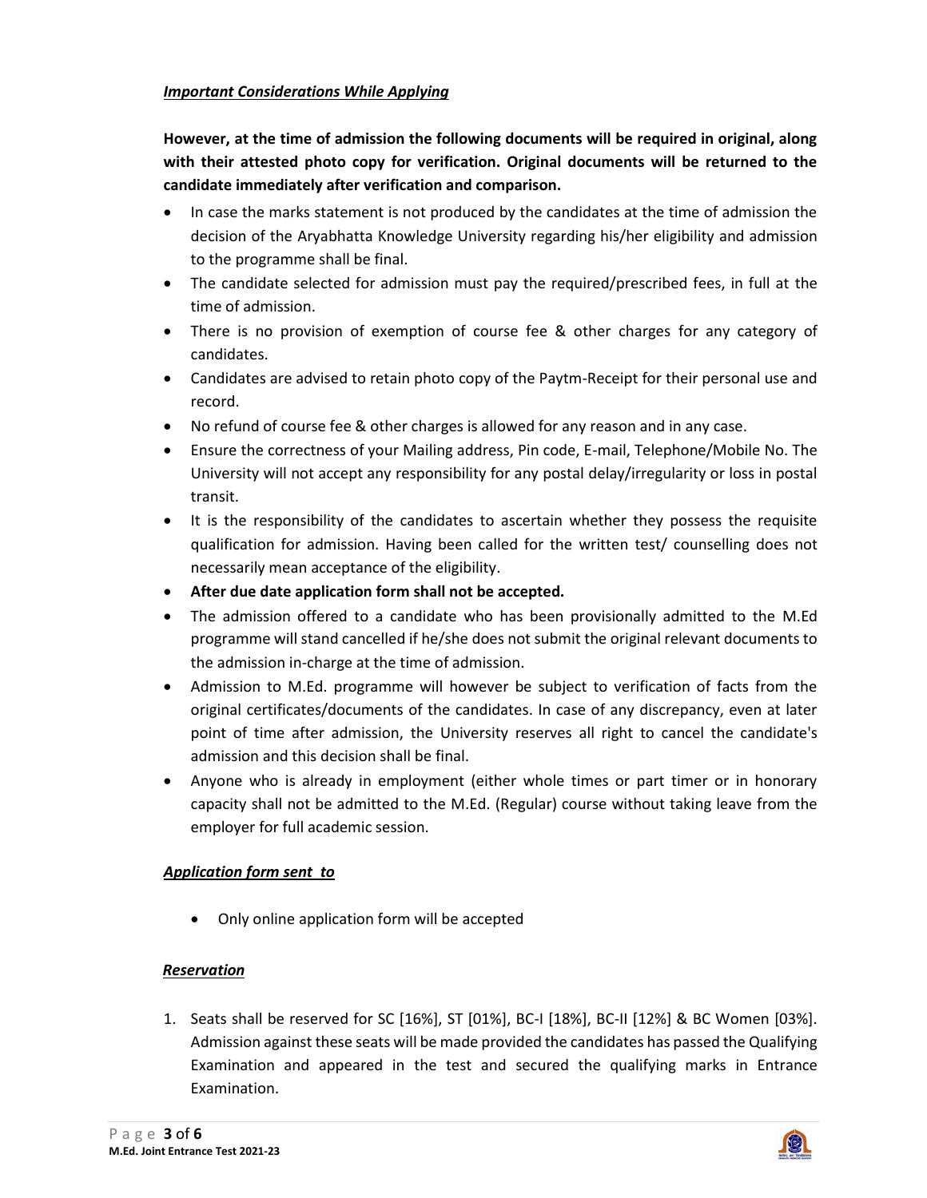***Important Considerations While Applying***

**However, at the time of admission the following documents will be required in original, along with their attested photo copy for verification. Original documents will be returned to the candidate immediately after verification and comparison.**

- In case the marks statement is not produced by the candidates at the time of admission the decision of the Aryabhatta Knowledge University regarding his/her eligibility and admission to the programme shall be final.
- The candidate selected for admission must pay the required/prescribed fees, in full at the time of admission.
- There is no provision of exemption of course fee & other charges for any category of candidates.
- Candidates are advised to retain photo copy of the Paytm-Receipt for their personal use and record.
- No refund of course fee & other charges is allowed for any reason and in any case.
- Ensure the correctness of your Mailing address, Pin code, E-mail, Telephone/Mobile No. The University will not accept any responsibility for any postal delay/irregularity or loss in postal transit.
- It is the responsibility of the candidates to ascertain whether they possess the requisite qualification for admission. Having been called for the written test/ counselling does not necessarily mean acceptance of the eligibility.
- **After due date application form shall not be accepted.**
- The admission offered to a candidate who has been provisionally admitted to the M.Ed programme will stand cancelled if he/she does not submit the original relevant documents to the admission in-charge at the time of admission.
- Admission to M.Ed. programme will however be subject to verification of facts from the original certificates/documents of the candidates. In case of any discrepancy, even at later point of time after admission, the University reserves all right to cancel the candidate's admission and this decision shall be final.
- Anyone who is already in employment (either whole times or part timer or in honorary capacity shall not be admitted to the M.Ed. (Regular) course without taking leave from the employer for full academic session.

***Application form sent to***

- Only online application form will be accepted

***Reservation***

1. Seats shall be reserved for SC [16%], ST [01%], BC-I [18%], BC-II [12%] & BC Women [03%]. Admission against these seats will be made provided the candidates has passed the Qualifying Examination and appeared in the test and secured the qualifying marks in Entrance Examination.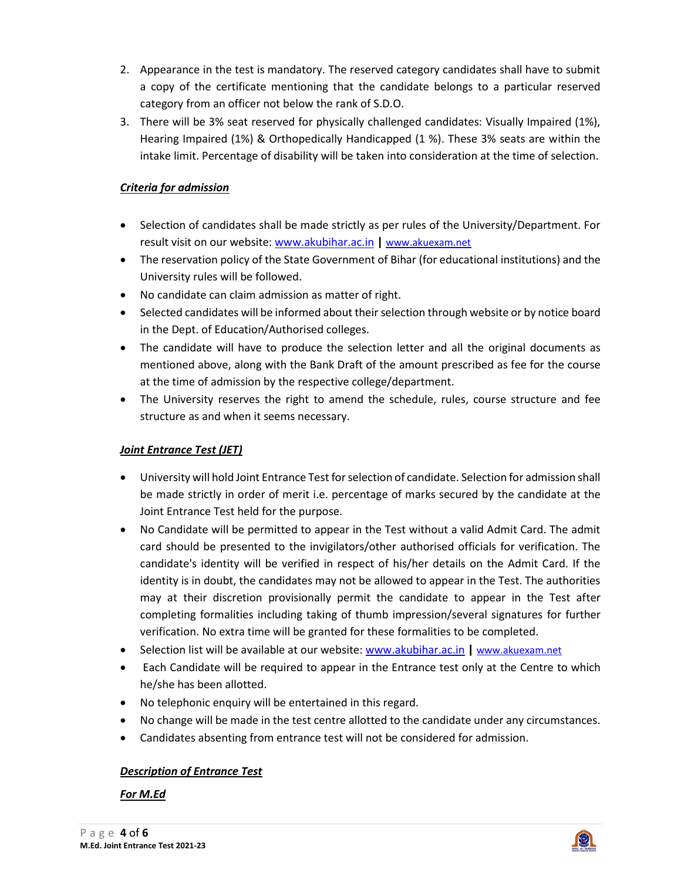2. Appearance in the test is mandatory. The reserved category candidates shall have to submit a copy of the certificate mentioning that the candidate belongs to a particular reserved category from an officer not below the rank of S.D.O.
3. There will be 3% seat reserved for physically challenged candidates: Visually Impaired (1%), Hearing Impaired (1%) & Orthopedically Handicapped (1 %). These 3% seats are within the intake limit. Percentage of disability will be taken into consideration at the time of selection.

***Criteria for admission***

- Selection of candidates shall be made strictly as per rules of the University/Department. For result visit on our website: www.akubihar.ac.in | www.akuexam.net
- The reservation policy of the State Government of Bihar (for educational institutions) and the University rules will be followed.
- No candidate can claim admission as matter of right.
- Selected candidates will be informed about their selection through website or by notice board in the Dept. of Education/Authorised colleges.
- The candidate will have to produce the selection letter and all the original documents as mentioned above, along with the Bank Draft of the amount prescribed as fee for the course at the time of admission by the respective college/department.
- The University reserves the right to amend the schedule, rules, course structure and fee structure as and when it seems necessary.

***Joint Entrance Test (JET)***

- University will hold Joint Entrance Test for selection of candidate. Selection for admission shall be made strictly in order of merit i.e. percentage of marks secured by the candidate at the Joint Entrance Test held for the purpose.
- No Candidate will be permitted to appear in the Test without a valid Admit Card. The admit card should be presented to the invigilators/other authorised officials for verification. The candidate's identity will be verified in respect of his/her details on the Admit Card. If the identity is in doubt, the candidates may not be allowed to appear in the Test. The authorities may at their discretion provisionally permit the candidate to appear in the Test after completing formalities including taking of thumb impression/several signatures for further verification. No extra time will be granted for these formalities to be completed.
- Selection list will be available at our website: www.akubihar.ac.in | www.akuexam.net
- Each Candidate will be required to appear in the Entrance test only at the Centre to which he/she has been allotted.
- No telephonic enquiry will be entertained in this regard.
- No change will be made in the test centre allotted to the candidate under any circumstances.
- Candidates absenting from entrance test will not be considered for admission.

***Description of Entrance Test***

***For M.Ed***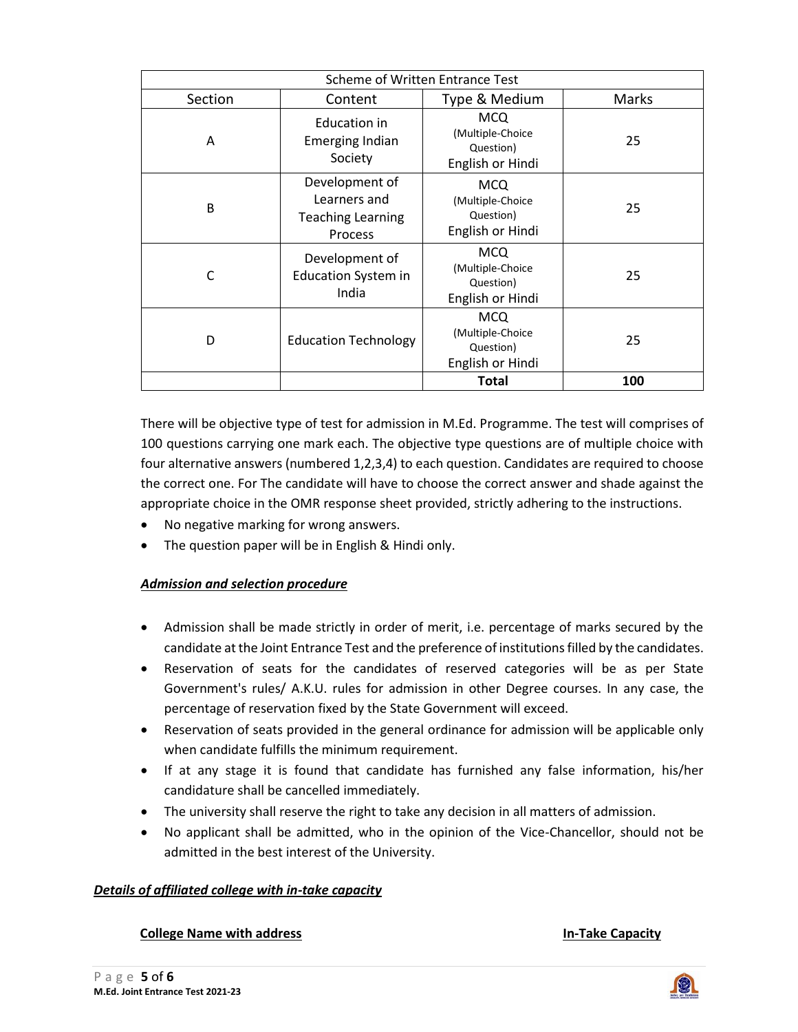| Scheme of Written Entrance Test | | | |
| --- | --- | --- | --- |
| Section | Content | Type & Medium | Marks |
| A | Education in Emerging Indian Society | MCQ (Multiple-Choice Question) English or Hindi | 25 |
| B | Development of Learners and Teaching Learning Process | MCQ (Multiple-Choice Question) English or Hindi | 25 |
| C | Development of Education System in India | MCQ (Multiple-Choice Question) English or Hindi | 25 |
| D | Education Technology | MCQ (Multiple-Choice Question) English or Hindi | 25 |
| | | **Total** | **100** |

There will be objective type of test for admission in M.Ed. Programme. The test will comprises of 100 questions carrying one mark each. The objective type questions are of multiple choice with four alternative answers (numbered 1,2,3,4) to each question. Candidates are required to choose the correct one. For The candidate will have to choose the correct answer and shade against the appropriate choice in the OMR response sheet provided, strictly adhering to the instructions.

- No negative marking for wrong answers.
- The question paper will be in English & Hindi only.

***Admission and selection procedure***

- Admission shall be made strictly in order of merit, i.e. percentage of marks secured by the candidate at the Joint Entrance Test and the preference of institutions filled by the candidates.
- Reservation of seats for the candidates of reserved categories will be as per State Government's rules/ A.K.U. rules for admission in other Degree courses. In any case, the percentage of reservation fixed by the State Government will exceed.
- Reservation of seats provided in the general ordinance for admission will be applicable only when candidate fulfills the minimum requirement.
- If at any stage it is found that candidate has furnished any false information, his/her candidature shall be cancelled immediately.
- The university shall reserve the right to take any decision in all matters of admission.
- No applicant shall be admitted, who in the opinion of the Vice-Chancellor, should not be admitted in the best interest of the University.

***Details of affiliated college with in-take capacity***

**College Name with address** **In-Take Capacity**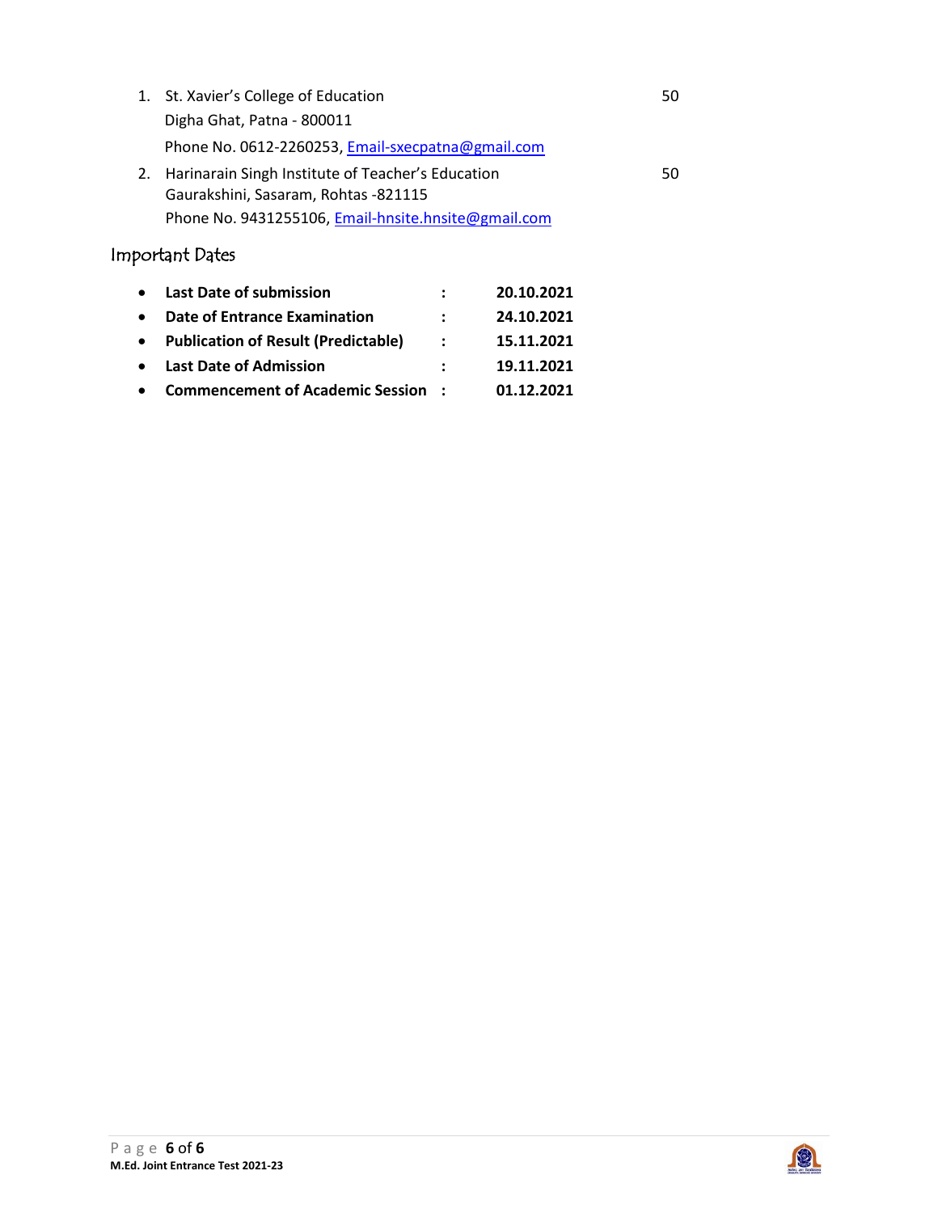1. St. Xavier's College of Education — 50
   Digha Ghat, Patna - 800011
   Phone No. 0612-2260253, Email-sxecpatna@gmail.com
2. Harinarain Singh Institute of Teacher's Education — 50
   Gaurakshini, Sasaram, Rohtas -821115
   Phone No. 9431255106, Email-hnsite.hnsite@gmail.com

## Important Dates

- **Last Date of submission : 20.10.2021**
- **Date of Entrance Examination : 24.10.2021**
- **Publication of Result (Predictable) : 15.11.2021**
- **Last Date of Admission : 19.11.2021**
- **Commencement of Academic Session : 01.12.2021**